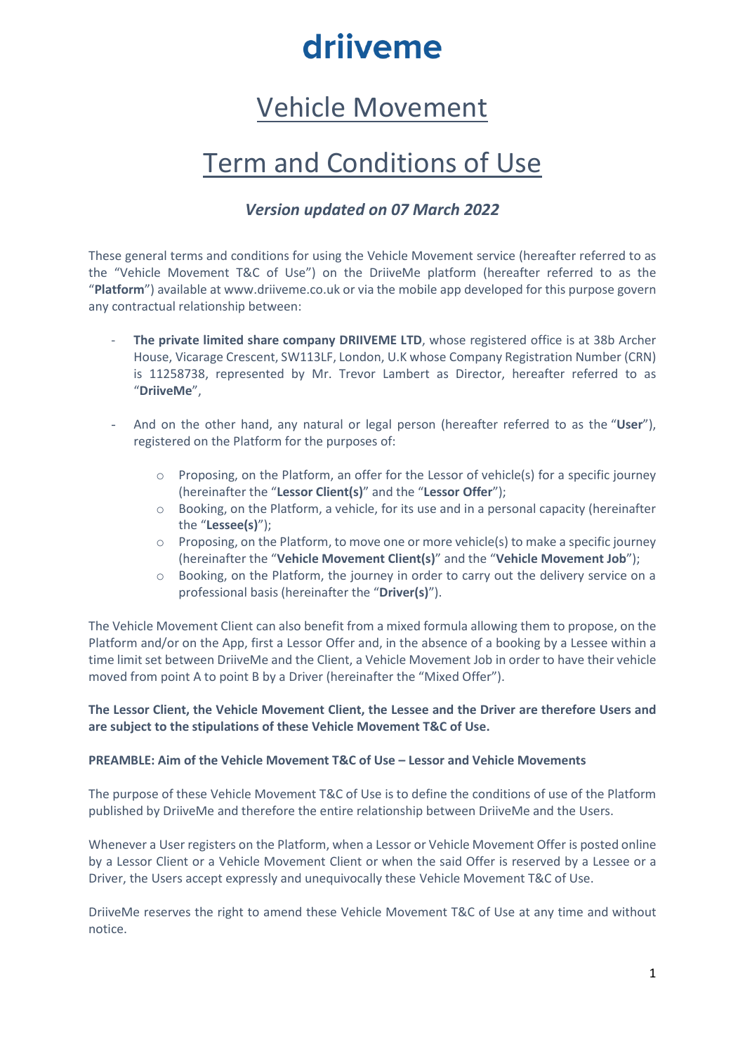# driiveme

# Vehicle Movement

# Term and Conditions of Use

### *Version updated on 07 March 2022*

These general terms and conditions for using the Vehicle Movement service (hereafter referred to as the "Vehicle Movement T&C of Use") on the DriiveMe platform (hereafter referred to as the "**Platform**") available at www.driiveme.co.uk or via the mobile app developed for this purpose govern any contractual relationship between:

- **The private limited share company DRIIVEME LTD**, whose registered office is at 38b Archer House, Vicarage Crescent, SW113LF, London, U.K whose Company Registration Number (CRN) is 11258738, represented by Mr. Trevor Lambert as Director, hereafter referred to as "**DriiveMe**",

- And on the other hand, any natural or legal person (hereafter referred to as the "**User**"), registered on the Platform for the purposes of:

    - Proposing, on the Platform, an offer for the Lessor of vehicle(s) for a specific journey (hereinafter the "**Lessor Client(s)**" and the "**Lessor Offer**");
    - Booking, on the Platform, a vehicle, for its use and in a personal capacity (hereinafter the "**Lessee(s)**");
    - Proposing, on the Platform, to move one or more vehicle(s) to make a specific journey (hereinafter the "**Vehicle Movement Client(s)**" and the "**Vehicle Movement Job**");
    - Booking, on the Platform, the journey in order to carry out the delivery service on a professional basis (hereinafter the "**Driver(s)**").

The Vehicle Movement Client can also benefit from a mixed formula allowing them to propose, on the Platform and/or on the App, first a Lessor Offer and, in the absence of a booking by a Lessee within a time limit set between DriiveMe and the Client, a Vehicle Movement Job in order to have their vehicle moved from point A to point B by a Driver (hereinafter the "Mixed Offer").

**The Lessor Client, the Vehicle Movement Client, the Lessee and the Driver are therefore Users and are subject to the stipulations of these Vehicle Movement T&C of Use.**

**PREAMBLE: Aim of the Vehicle Movement T&C of Use – Lessor and Vehicle Movements**

The purpose of these Vehicle Movement T&C of Use is to define the conditions of use of the Platform published by DriiveMe and therefore the entire relationship between DriiveMe and the Users.

Whenever a User registers on the Platform, when a Lessor or Vehicle Movement Offer is posted online by a Lessor Client or a Vehicle Movement Client or when the said Offer is reserved by a Lessee or a Driver, the Users accept expressly and unequivocally these Vehicle Movement T&C of Use.

DriiveMe reserves the right to amend these Vehicle Movement T&C of Use at any time and without notice.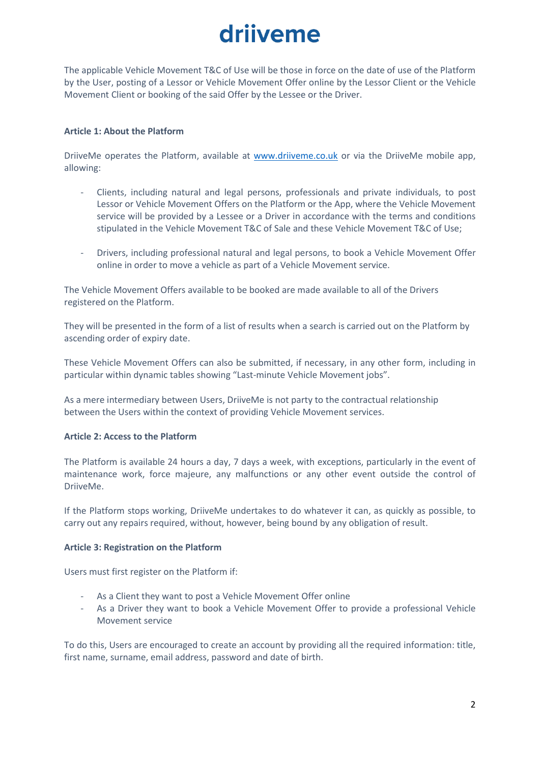The applicable Vehicle Movement T&C of Use will be those in force on the date of use of the Platform by the User, posting of a Lessor or Vehicle Movement Offer online by the Lessor Client or the Vehicle Movement Client or booking of the said Offer by the Lessee or the Driver.

**Article 1: About the Platform**

DriiveMe operates the Platform, available at [www.driiveme.co.uk](http://www.driiveme.co.uk) or via the DriiveMe mobile app, allowing:

- Clients, including natural and legal persons, professionals and private individuals, to post Lessor or Vehicle Movement Offers on the Platform or the App, where the Vehicle Movement service will be provided by a Lessee or a Driver in accordance with the terms and conditions stipulated in the Vehicle Movement T&C of Sale and these Vehicle Movement T&C of Use;

- Drivers, including professional natural and legal persons, to book a Vehicle Movement Offer online in order to move a vehicle as part of a Vehicle Movement service.

The Vehicle Movement Offers available to be booked are made available to all of the Drivers registered on the Platform.

They will be presented in the form of a list of results when a search is carried out on the Platform by ascending order of expiry date.

These Vehicle Movement Offers can also be submitted, if necessary, in any other form, including in particular within dynamic tables showing "Last-minute Vehicle Movement jobs".

As a mere intermediary between Users, DriiveMe is not party to the contractual relationship between the Users within the context of providing Vehicle Movement services.

**Article 2: Access to the Platform**

The Platform is available 24 hours a day, 7 days a week, with exceptions, particularly in the event of maintenance work, force majeure, any malfunctions or any other event outside the control of DriiveMe.

If the Platform stops working, DriiveMe undertakes to do whatever it can, as quickly as possible, to carry out any repairs required, without, however, being bound by any obligation of result.

**Article 3: Registration on the Platform**

Users must first register on the Platform if:

- As a Client they want to post a Vehicle Movement Offer online
- As a Driver they want to book a Vehicle Movement Offer to provide a professional Vehicle Movement service

To do this, Users are encouraged to create an account by providing all the required information: title, first name, surname, email address, password and date of birth.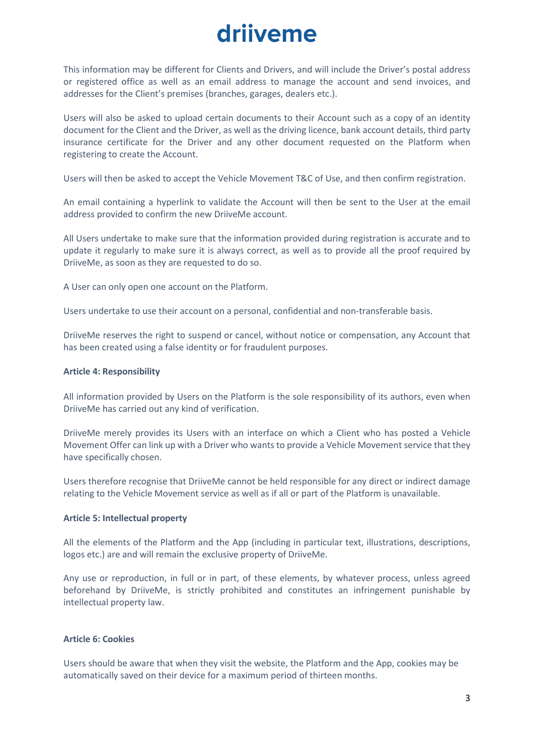This information may be different for Clients and Drivers, and will include the Driver's postal address or registered office as well as an email address to manage the account and send invoices, and addresses for the Client's premises (branches, garages, dealers etc.).

Users will also be asked to upload certain documents to their Account such as a copy of an identity document for the Client and the Driver, as well as the driving licence, bank account details, third party insurance certificate for the Driver and any other document requested on the Platform when registering to create the Account.

Users will then be asked to accept the Vehicle Movement T&C of Use, and then confirm registration.

An email containing a hyperlink to validate the Account will then be sent to the User at the email address provided to confirm the new DriiveMe account.

All Users undertake to make sure that the information provided during registration is accurate and to update it regularly to make sure it is always correct, as well as to provide all the proof required by DriiveMe, as soon as they are requested to do so.

A User can only open one account on the Platform.

Users undertake to use their account on a personal, confidential and non-transferable basis.

DriiveMe reserves the right to suspend or cancel, without notice or compensation, any Account that has been created using a false identity or for fraudulent purposes.

**Article 4: Responsibility**

All information provided by Users on the Platform is the sole responsibility of its authors, even when DriiveMe has carried out any kind of verification.

DriiveMe merely provides its Users with an interface on which a Client who has posted a Vehicle Movement Offer can link up with a Driver who wants to provide a Vehicle Movement service that they have specifically chosen.

Users therefore recognise that DriiveMe cannot be held responsible for any direct or indirect damage relating to the Vehicle Movement service as well as if all or part of the Platform is unavailable.

**Article 5: Intellectual property**

All the elements of the Platform and the App (including in particular text, illustrations, descriptions, logos etc.) are and will remain the exclusive property of DriiveMe.

Any use or reproduction, in full or in part, of these elements, by whatever process, unless agreed beforehand by DriiveMe, is strictly prohibited and constitutes an infringement punishable by intellectual property law.

**Article 6: Cookies**

Users should be aware that when they visit the website, the Platform and the App, cookies may be automatically saved on their device for a maximum period of thirteen months.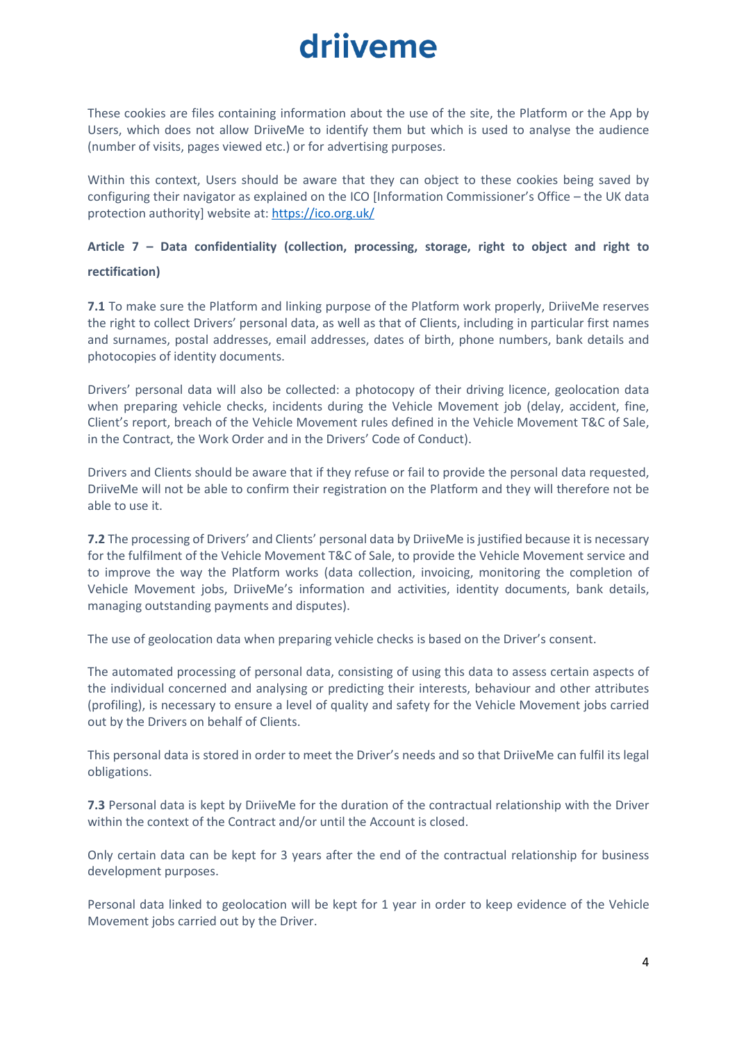These cookies are files containing information about the use of the site, the Platform or the App by Users, which does not allow DriiveMe to identify them but which is used to analyse the audience (number of visits, pages viewed etc.) or for advertising purposes.

Within this context, Users should be aware that they can object to these cookies being saved by configuring their navigator as explained on the ICO [Information Commissioner's Office – the UK data protection authority] website at: https://ico.org.uk/

**Article 7 – Data confidentiality (collection, processing, storage, right to object and right to rectification)**

**7.1** To make sure the Platform and linking purpose of the Platform work properly, DriiveMe reserves the right to collect Drivers' personal data, as well as that of Clients, including in particular first names and surnames, postal addresses, email addresses, dates of birth, phone numbers, bank details and photocopies of identity documents.

Drivers' personal data will also be collected: a photocopy of their driving licence, geolocation data when preparing vehicle checks, incidents during the Vehicle Movement job (delay, accident, fine, Client's report, breach of the Vehicle Movement rules defined in the Vehicle Movement T&C of Sale, in the Contract, the Work Order and in the Drivers' Code of Conduct).

Drivers and Clients should be aware that if they refuse or fail to provide the personal data requested, DriiveMe will not be able to confirm their registration on the Platform and they will therefore not be able to use it.

**7.2** The processing of Drivers' and Clients' personal data by DriiveMe is justified because it is necessary for the fulfilment of the Vehicle Movement T&C of Sale, to provide the Vehicle Movement service and to improve the way the Platform works (data collection, invoicing, monitoring the completion of Vehicle Movement jobs, DriiveMe's information and activities, identity documents, bank details, managing outstanding payments and disputes).

The use of geolocation data when preparing vehicle checks is based on the Driver's consent.

The automated processing of personal data, consisting of using this data to assess certain aspects of the individual concerned and analysing or predicting their interests, behaviour and other attributes (profiling), is necessary to ensure a level of quality and safety for the Vehicle Movement jobs carried out by the Drivers on behalf of Clients.

This personal data is stored in order to meet the Driver's needs and so that DriiveMe can fulfil its legal obligations.

**7.3** Personal data is kept by DriiveMe for the duration of the contractual relationship with the Driver within the context of the Contract and/or until the Account is closed.

Only certain data can be kept for 3 years after the end of the contractual relationship for business development purposes.

Personal data linked to geolocation will be kept for 1 year in order to keep evidence of the Vehicle Movement jobs carried out by the Driver.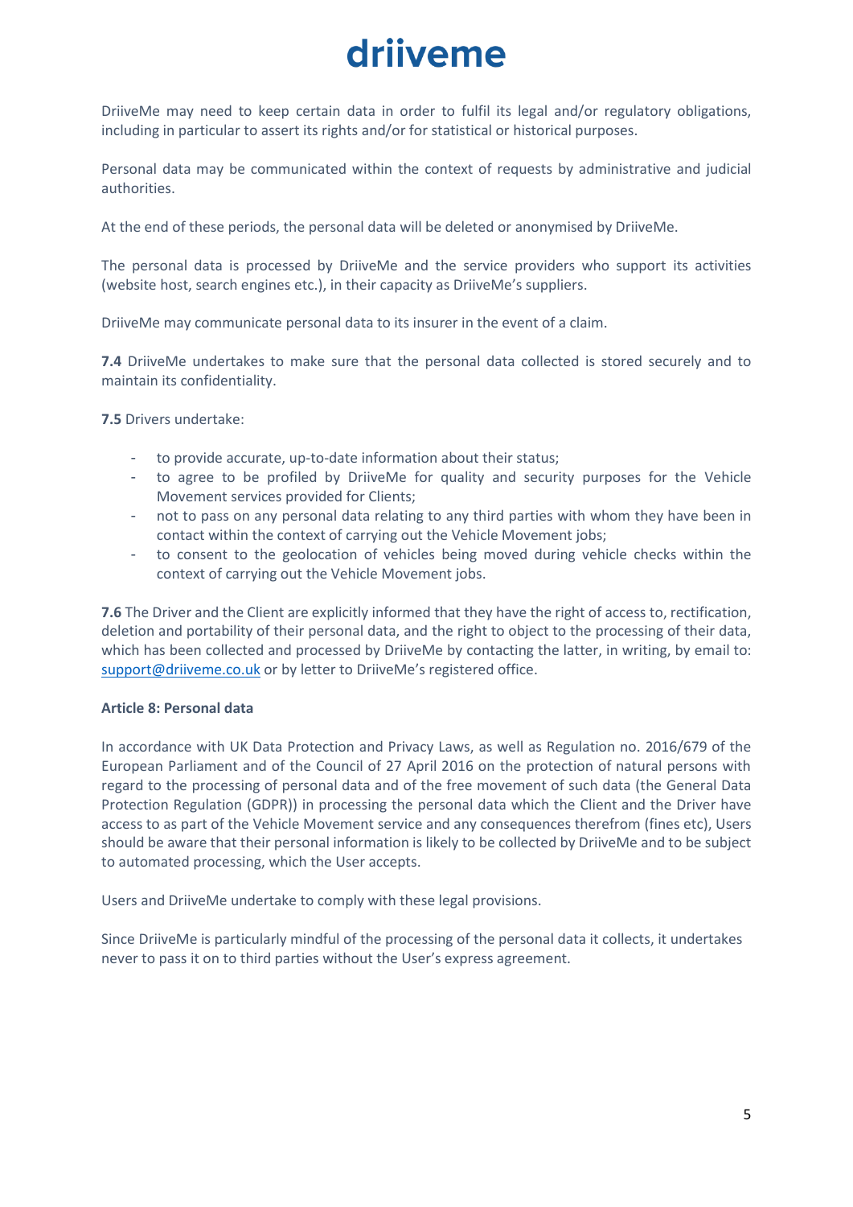DriiveMe may need to keep certain data in order to fulfil its legal and/or regulatory obligations, including in particular to assert its rights and/or for statistical or historical purposes.

Personal data may be communicated within the context of requests by administrative and judicial authorities.

At the end of these periods, the personal data will be deleted or anonymised by DriiveMe.

The personal data is processed by DriiveMe and the service providers who support its activities (website host, search engines etc.), in their capacity as DriiveMe's suppliers.

DriiveMe may communicate personal data to its insurer in the event of a claim.

**7.4** DriiveMe undertakes to make sure that the personal data collected is stored securely and to maintain its confidentiality.

**7.5** Drivers undertake:

- to provide accurate, up-to-date information about their status;
- to agree to be profiled by DriiveMe for quality and security purposes for the Vehicle Movement services provided for Clients;
- not to pass on any personal data relating to any third parties with whom they have been in contact within the context of carrying out the Vehicle Movement jobs;
- to consent to the geolocation of vehicles being moved during vehicle checks within the context of carrying out the Vehicle Movement jobs.

**7.6** The Driver and the Client are explicitly informed that they have the right of access to, rectification, deletion and portability of their personal data, and the right to object to the processing of their data, which has been collected and processed by DriiveMe by contacting the latter, in writing, by email to: support@driiveme.co.uk or by letter to DriiveMe's registered office.

**Article 8: Personal data**

In accordance with UK Data Protection and Privacy Laws, as well as Regulation no. 2016/679 of the European Parliament and of the Council of 27 April 2016 on the protection of natural persons with regard to the processing of personal data and of the free movement of such data (the General Data Protection Regulation (GDPR)) in processing the personal data which the Client and the Driver have access to as part of the Vehicle Movement service and any consequences therefrom (fines etc), Users should be aware that their personal information is likely to be collected by DriiveMe and to be subject to automated processing, which the User accepts.

Users and DriiveMe undertake to comply with these legal provisions.

Since DriiveMe is particularly mindful of the processing of the personal data it collects, it undertakes never to pass it on to third parties without the User's express agreement.